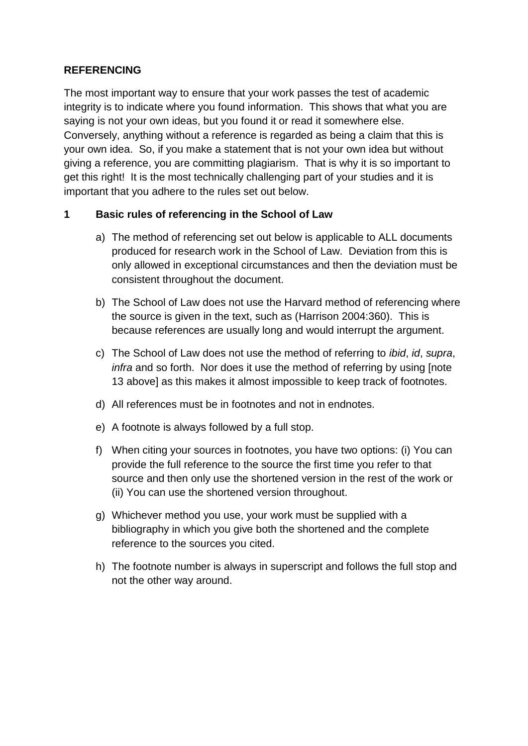**REFERENCING**

The most important way to ensure that your work passes the test of academic integrity is to indicate where you found information. This shows that what you are saying is not your own ideas, but you found it or read it somewhere else. Conversely, anything without a reference is regarded as being a claim that this is your own idea. So, if you make a statement that is not your own idea but without giving a reference, you are committing plagiarism. That is why it is so important to get this right! It is the most technically challenging part of your studies and it is important that you adhere to the rules set out below.

**1 Basic rules of referencing in the School of Law**

a) The method of referencing set out below is applicable to ALL documents produced for research work in the School of Law. Deviation from this is only allowed in exceptional circumstances and then the deviation must be consistent throughout the document.

b) The School of Law does not use the Harvard method of referencing where the source is given in the text, such as (Harrison 2004:360). This is because references are usually long and would interrupt the argument.

c) The School of Law does not use the method of referring to *ibid*, *id*, *supra*, *infra* and so forth. Nor does it use the method of referring by using [note 13 above] as this makes it almost impossible to keep track of footnotes.

d) All references must be in footnotes and not in endnotes.

e) A footnote is always followed by a full stop.

f) When citing your sources in footnotes, you have two options: (i) You can provide the full reference to the source the first time you refer to that source and then only use the shortened version in the rest of the work or (ii) You can use the shortened version throughout.

g) Whichever method you use, your work must be supplied with a bibliography in which you give both the shortened and the complete reference to the sources you cited.

h) The footnote number is always in superscript and follows the full stop and not the other way around.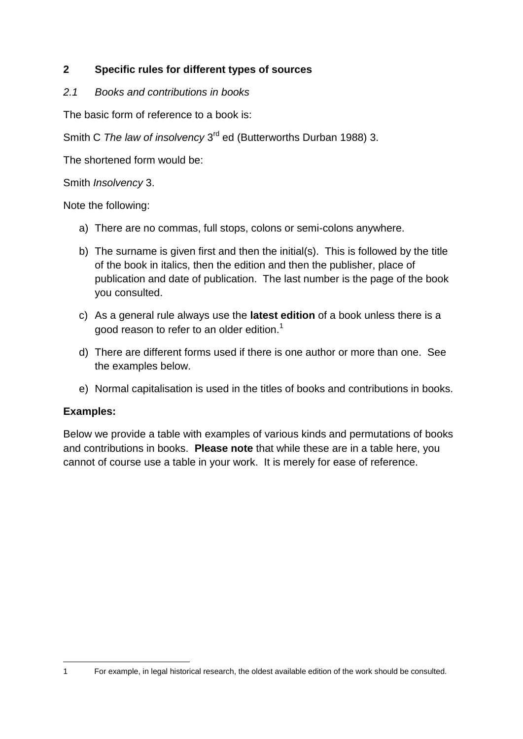## 2 Specific rules for different types of sources

### *2.1 Books and contributions in books*

The basic form of reference to a book is:

Smith C *The law of insolvency* 3rd ed (Butterworths Durban 1988) 3.

The shortened form would be:

Smith *Insolvency* 3.

Note the following:

a) There are no commas, full stops, colons or semi-colons anywhere.

b) The surname is given first and then the initial(s). This is followed by the title of the book in italics, then the edition and then the publisher, place of publication and date of publication. The last number is the page of the book you consulted.

c) As a general rule always use the **latest edition** of a book unless there is a good reason to refer to an older edition.[1]

d) There are different forms used if there is one author or more than one. See the examples below.

e) Normal capitalisation is used in the titles of books and contributions in books.

**Examples:**

Below we provide a table with examples of various kinds and permutations of books and contributions in books. **Please note** that while these are in a table here, you cannot of course use a table in your work. It is merely for ease of reference.

---

1 For example, in legal historical research, the oldest available edition of the work should be consulted.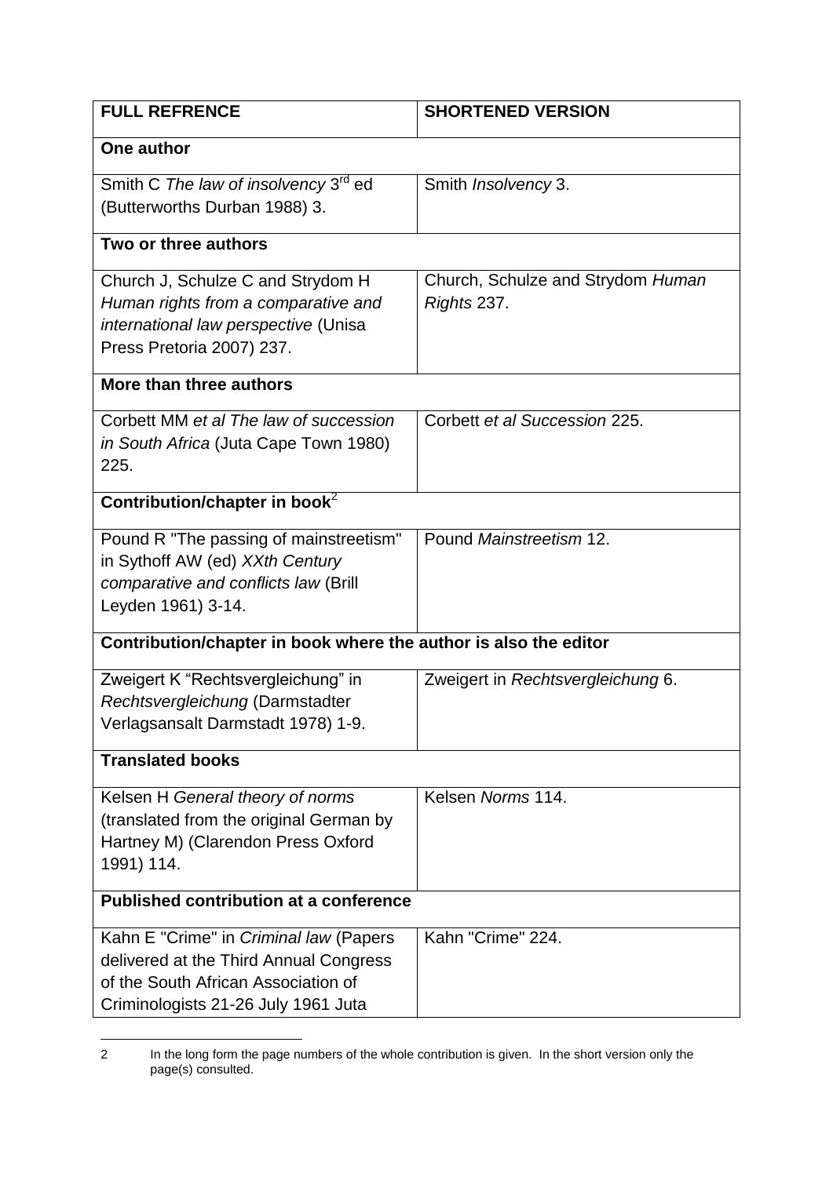| FULL REFRENCE | SHORTENED VERSION |
|---|---|
| **One author** | |
| Smith C *The law of insolvency* 3rd ed (Butterworths Durban 1988) 3. | Smith *Insolvency* 3. |
| **Two or three authors** | |
| Church J, Schulze C and Strydom H *Human rights from a comparative and international law perspective* (Unisa Press Pretoria 2007) 237. | Church, Schulze and Strydom *Human Rights* 237. |
| **More than three authors** | |
| Corbett MM *et al The law of succession in South Africa* (Juta Cape Town 1980) 225. | Corbett *et al Succession* 225. |
| **Contribution/chapter in book**[2] | |
| Pound R "The passing of mainstreetism" in Sythoff AW (ed) *XXth Century comparative and conflicts law* (Brill Leyden 1961) 3-14. | Pound *Mainstreetism* 12. |
| **Contribution/chapter in book where the author is also the editor** | |
| Zweigert K "Rechtsvergleichung" in *Rechtsvergleichung* (Darmstadter Verlagsansalt Darmstadt 1978) 1-9. | Zweigert in *Rechtsvergleichung* 6. |
| **Translated books** | |
| Kelsen H *General theory of norms* (translated from the original German by Hartney M) (Clarendon Press Oxford 1991) 114. | Kelsen *Norms* 114. |
| **Published contribution at a conference** | |
| Kahn E "Crime" in *Criminal law* (Papers delivered at the Third Annual Congress of the South African Association of Criminologists 21-26 July 1961 Juta | Kahn "Crime" 224. |

2 In the long form the page numbers of the whole contribution is given. In the short version only the page(s) consulted.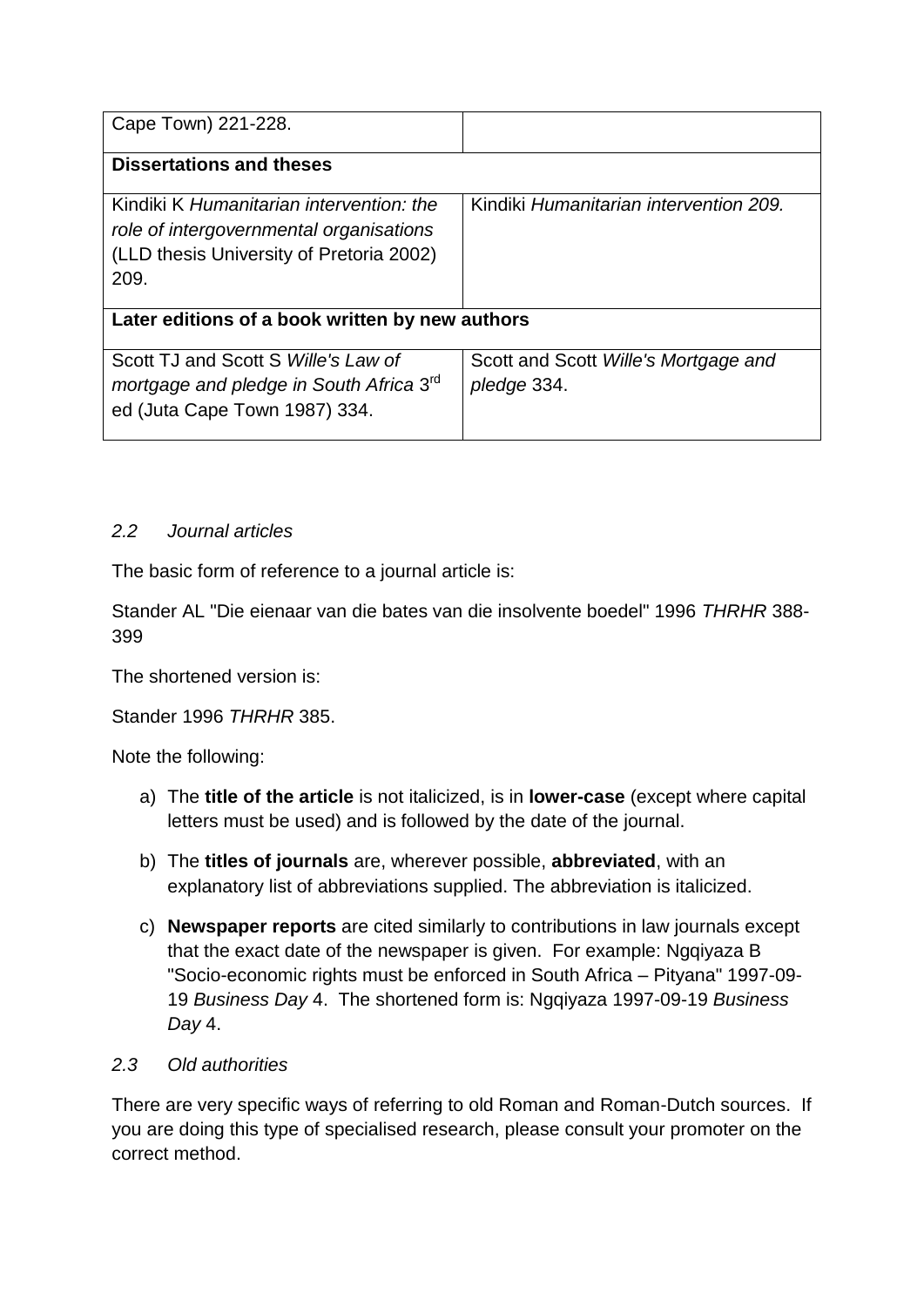| | |
|---|---|
| Cape Town) 221-228. | |
| **Dissertations and theses** | |
| Kindiki K *Humanitarian intervention: the role of intergovernmental organisations* (LLD thesis University of Pretoria 2002) 209. | Kindiki *Humanitarian intervention 209.* |
| **Later editions of a book written by new authors** | |
| Scott TJ and Scott S *Wille's Law of mortgage and pledge in South Africa* 3rd ed (Juta Cape Town 1987) 334. | Scott and Scott *Wille's Mortgage and pledge* 334. |

*2.2 Journal articles*

The basic form of reference to a journal article is:

Stander AL "Die eienaar van die bates van die insolvente boedel" 1996 *THRHR* 388-399

The shortened version is:

Stander 1996 *THRHR* 385.

Note the following:

a) The **title of the article** is not italicized, is in **lower-case** (except where capital letters must be used) and is followed by the date of the journal.

b) The **titles of journals** are, wherever possible, **abbreviated**, with an explanatory list of abbreviations supplied. The abbreviation is italicized.

c) **Newspaper reports** are cited similarly to contributions in law journals except that the exact date of the newspaper is given. For example: Ngqiyaza B "Socio-economic rights must be enforced in South Africa – Pityana" 1997-09-19 *Business Day* 4. The shortened form is: Ngqiyaza 1997-09-19 *Business Day* 4.

*2.3 Old authorities*

There are very specific ways of referring to old Roman and Roman-Dutch sources. If you are doing this type of specialised research, please consult your promoter on the correct method.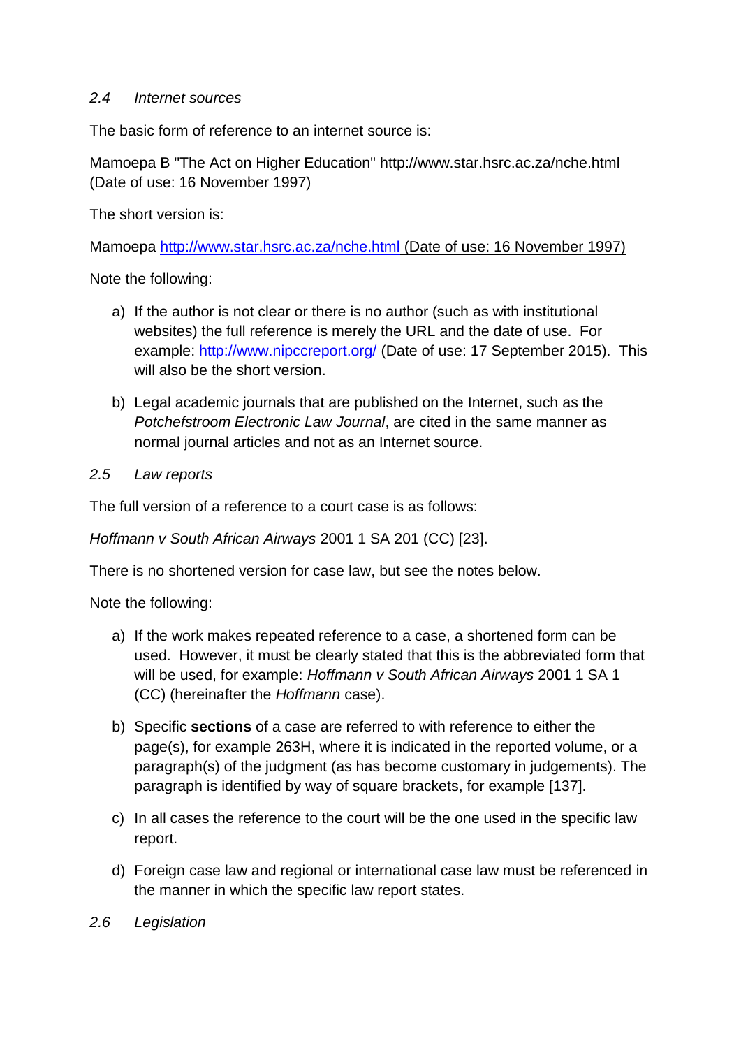### *2.4 Internet sources*

The basic form of reference to an internet source is:

Mamoepa B "The Act on Higher Education" http://www.star.hsrc.ac.za/nche.html (Date of use: 16 November 1997)

The short version is:

Mamoepa http://www.star.hsrc.ac.za/nche.html (Date of use: 16 November 1997)

Note the following:

a) If the author is not clear or there is no author (such as with institutional websites) the full reference is merely the URL and the date of use. For example: http://www.nipccreport.org/ (Date of use: 17 September 2015). This will also be the short version.

b) Legal academic journals that are published on the Internet, such as the *Potchefstroom Electronic Law Journal*, are cited in the same manner as normal journal articles and not as an Internet source.

### *2.5 Law reports*

The full version of a reference to a court case is as follows:

*Hoffmann v South African Airways* 2001 1 SA 201 (CC) [23].

There is no shortened version for case law, but see the notes below.

Note the following:

a) If the work makes repeated reference to a case, a shortened form can be used. However, it must be clearly stated that this is the abbreviated form that will be used, for example: *Hoffmann v South African Airways* 2001 1 SA 1 (CC) (hereinafter the *Hoffmann* case).

b) Specific **sections** of a case are referred to with reference to either the page(s), for example 263H, where it is indicated in the reported volume, or a paragraph(s) of the judgment (as has become customary in judgements). The paragraph is identified by way of square brackets, for example [137].

c) In all cases the reference to the court will be the one used in the specific law report.

d) Foreign case law and regional or international case law must be referenced in the manner in which the specific law report states.

### *2.6 Legislation*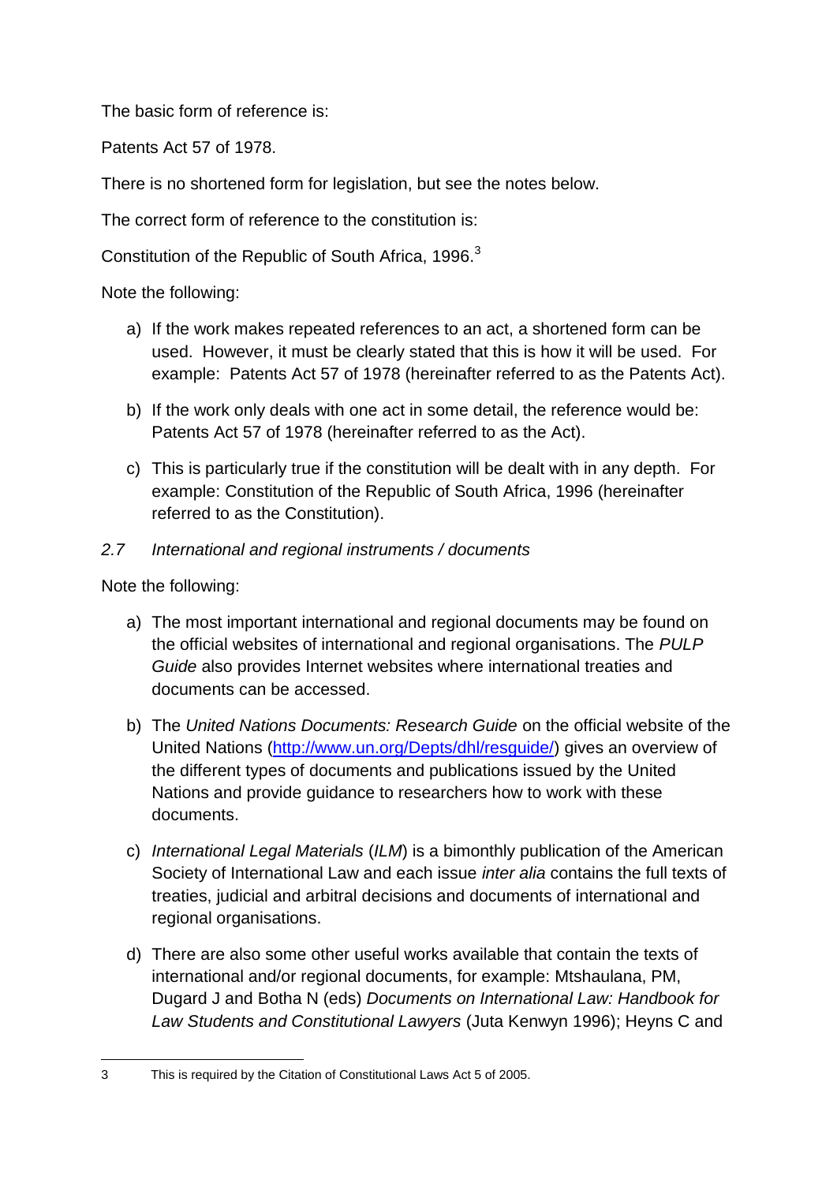The basic form of reference is:

Patents Act 57 of 1978.

There is no shortened form for legislation, but see the notes below.

The correct form of reference to the constitution is:

Constitution of the Republic of South Africa, 1996.[3]

Note the following:

a) If the work makes repeated references to an act, a shortened form can be used. However, it must be clearly stated that this is how it will be used. For example: Patents Act 57 of 1978 (hereinafter referred to as the Patents Act).

b) If the work only deals with one act in some detail, the reference would be: Patents Act 57 of 1978 (hereinafter referred to as the Act).

c) This is particularly true if the constitution will be dealt with in any depth. For example: Constitution of the Republic of South Africa, 1996 (hereinafter referred to as the Constitution).

### *2.7 International and regional instruments / documents*

Note the following:

a) The most important international and regional documents may be found on the official websites of international and regional organisations. The *PULP Guide* also provides Internet websites where international treaties and documents can be accessed.

b) The *United Nations Documents: Research Guide* on the official website of the United Nations (http://www.un.org/Depts/dhl/resguide/) gives an overview of the different types of documents and publications issued by the United Nations and provide guidance to researchers how to work with these documents.

c) *International Legal Materials* (*ILM*) is a bimonthly publication of the American Society of International Law and each issue *inter alia* contains the full texts of treaties, judicial and arbitral decisions and documents of international and regional organisations.

d) There are also some other useful works available that contain the texts of international and/or regional documents, for example: Mtshaulana, PM, Dugard J and Botha N (eds) *Documents on International Law: Handbook for Law Students and Constitutional Lawyers* (Juta Kenwyn 1996); Heyns C and

---

[3] This is required by the Citation of Constitutional Laws Act 5 of 2005.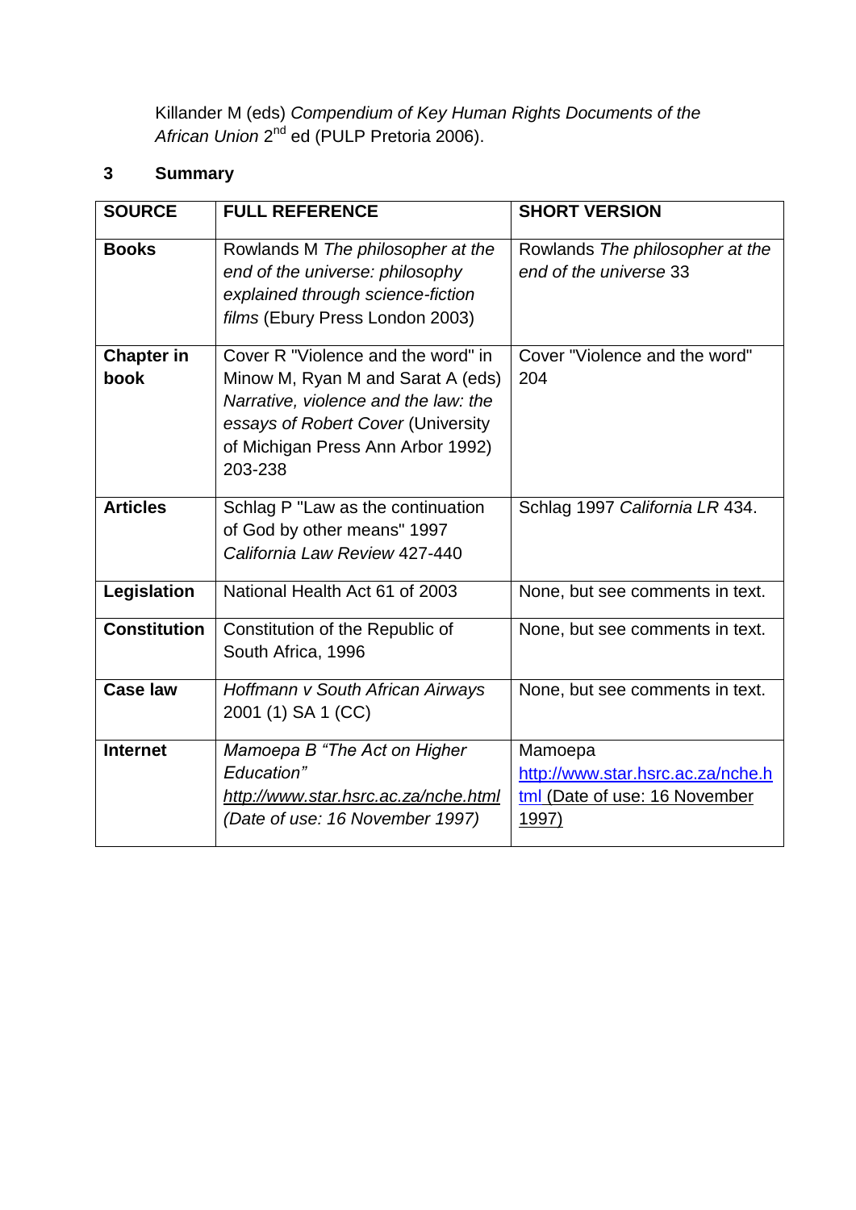Killander M (eds) *Compendium of Key Human Rights Documents of the African Union* 2nd ed (PULP Pretoria 2006).

## 3 Summary

| SOURCE | FULL REFERENCE | SHORT VERSION |
|---|---|---|
| **Books** | Rowlands M *The philosopher at the end of the universe: philosophy explained through science-fiction films* (Ebury Press London 2003) | Rowlands *The philosopher at the end of the universe* 33 |
| **Chapter in book** | Cover R "Violence and the word" in Minow M, Ryan M and Sarat A (eds) *Narrative, violence and the law: the essays of Robert Cover* (University of Michigan Press Ann Arbor 1992) 203-238 | Cover "Violence and the word" 204 |
| **Articles** | Schlag P "Law as the continuation of God by other means" 1997 *California Law Review* 427-440 | Schlag 1997 *California LR* 434. |
| **Legislation** | National Health Act 61 of 2003 | None, but see comments in text. |
| **Constitution** | Constitution of the Republic of South Africa, 1996 | None, but see comments in text. |
| **Case law** | *Hoffmann v South African Airways* 2001 (1) SA 1 (CC) | None, but see comments in text. |
| **Internet** | *Mamoepa B "The Act on Higher Education" http://www.star.hsrc.ac.za/nche.html (Date of use: 16 November 1997)* | Mamoepa http://www.star.hsrc.ac.za/nche.html (Date of use: 16 November 1997) |